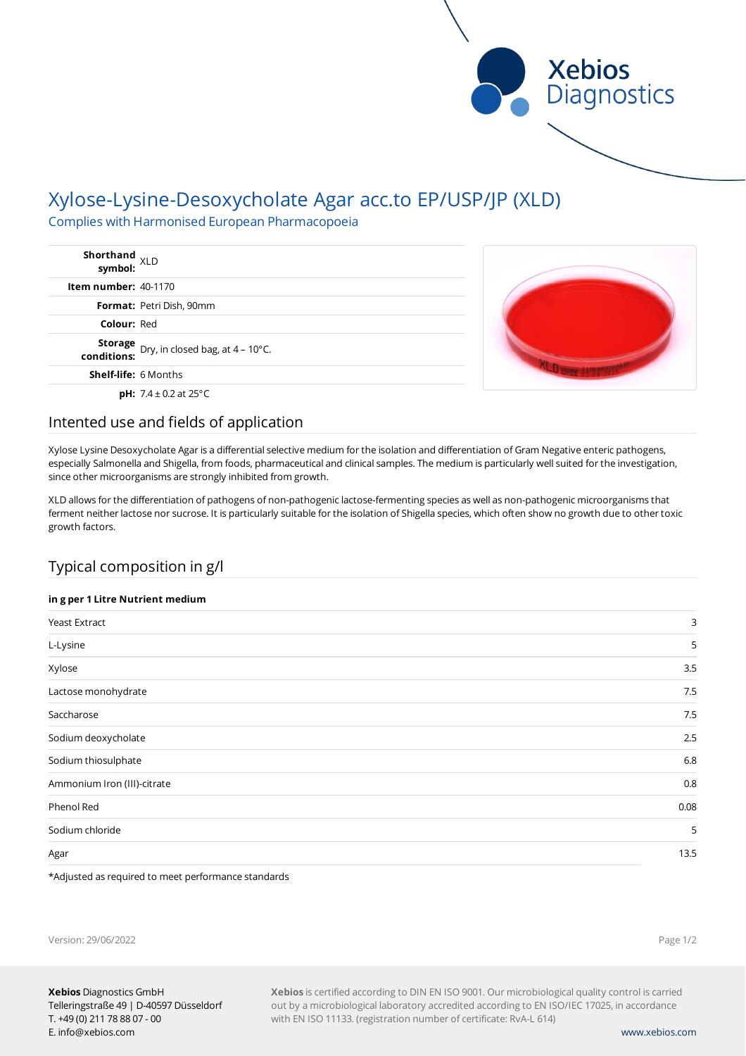# Xylose-Lysine-Desoxycholate Agar acc.to EP/USP/JP (XLD)

Complies with Harmonised European Pharmacopoeia

| | |
|---|---|
| **Shorthand symbol:** | XLD |
| **Item number:** | 40-1170 |
| **Format:** | Petri Dish, 90mm |
| **Colour:** | Red |
| **Storage conditions:** | Dry, in closed bag, at 4 – 10°C. |
| **Shelf-life:** | 6 Months |
| **pH:** | 7.4 ± 0.2 at 25°C |

## Intented use and fields of application

Xylose Lysine Desoxycholate Agar is a differential selective medium for the isolation and differentiation of Gram Negative enteric pathogens, especially Salmonella and Shigella, from foods, pharmaceutical and clinical samples. The medium is particularly well suited for the investigation, since other microorganisms are strongly inhibited from growth.

XLD allows for the differentiation of pathogens of non-pathogenic lactose-fermenting species as well as non-pathogenic microorganisms that ferment neither lactose nor sucrose. It is particularly suitable for the isolation of Shigella species, which often show no growth due to other toxic growth factors.

## Typical composition in g/l

| **in g per 1 Litre Nutrient medium** | |
|---|---|
| Yeast Extract | 3 |
| L-Lysine | 5 |
| Xylose | 3.5 |
| Lactose monohydrate | 7.5 |
| Saccharose | 7.5 |
| Sodium deoxycholate | 2.5 |
| Sodium thiosulphate | 6.8 |
| Ammonium Iron (III)-citrate | 0.8 |
| Phenol Red | 0.08 |
| Sodium chloride | 5 |
| Agar | 13.5 |

*Adjusted as required to meet performance standards

Version: 29/06/2022

**Xebios** Diagnostics GmbH
Telleringstraße 49 | D-40597 Düsseldorf
T. +49 (0) 211 78 88 07 - 00
E. info@xebios.com

**Xebios** is certified according to DIN EN ISO 9001. Our microbiological quality control is carried out by a microbiological laboratory accredited according to EN ISO/IEC 17025, in accordance with EN ISO 11133. (registration number of certificate: RvA-L 614)

www.xebios.com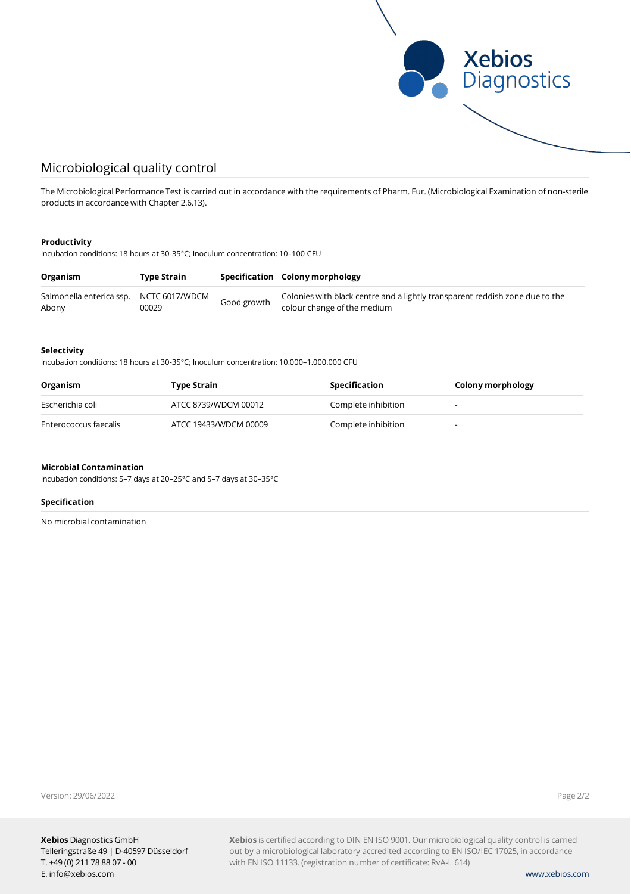## Microbiological quality control

The Microbiological Performance Test is carried out in accordance with the requirements of Pharm. Eur. (Microbiological Examination of non-sterile products in accordance with Chapter 2.6.13).

**Productivity**

Incubation conditions: 18 hours at 30-35°C; Inoculum concentration: 10–100 CFU

| Organism | Type Strain | Specification | Colony morphology |
|---|---|---|---|
| Salmonella enterica ssp. Abony | NCTC 6017/WDCM 00029 | Good growth | Colonies with black centre and a lightly transparent reddish zone due to the colour change of the medium |

**Selectivity**

Incubation conditions: 18 hours at 30-35°C; Inoculum concentration: 10.000–1.000.000 CFU

| Organism | Type Strain | Specification | Colony morphology |
|---|---|---|---|
| Escherichia coli | ATCC 8739/WDCM 00012 | Complete inhibition | - |
| Enterococcus faecalis | ATCC 19433/WDCM 00009 | Complete inhibition | - |

**Microbial Contamination**

Incubation conditions: 5–7 days at 20–25°C and 5–7 days at 30–35°C

**Specification**

No microbial contamination

Version: 29/06/2022

**Xebios** Diagnostics GmbH
Telleringstraße 49 | D-40597 Düsseldorf
T. +49 (0) 211 78 88 07 - 00
E. info@xebios.com

**Xebios** is certified according to DIN EN ISO 9001. Our microbiological quality control is carried out by a microbiological laboratory accredited according to EN ISO/IEC 17025, in accordance with EN ISO 11133. (registration number of certificate: RvA-L 614)

www.xebios.com